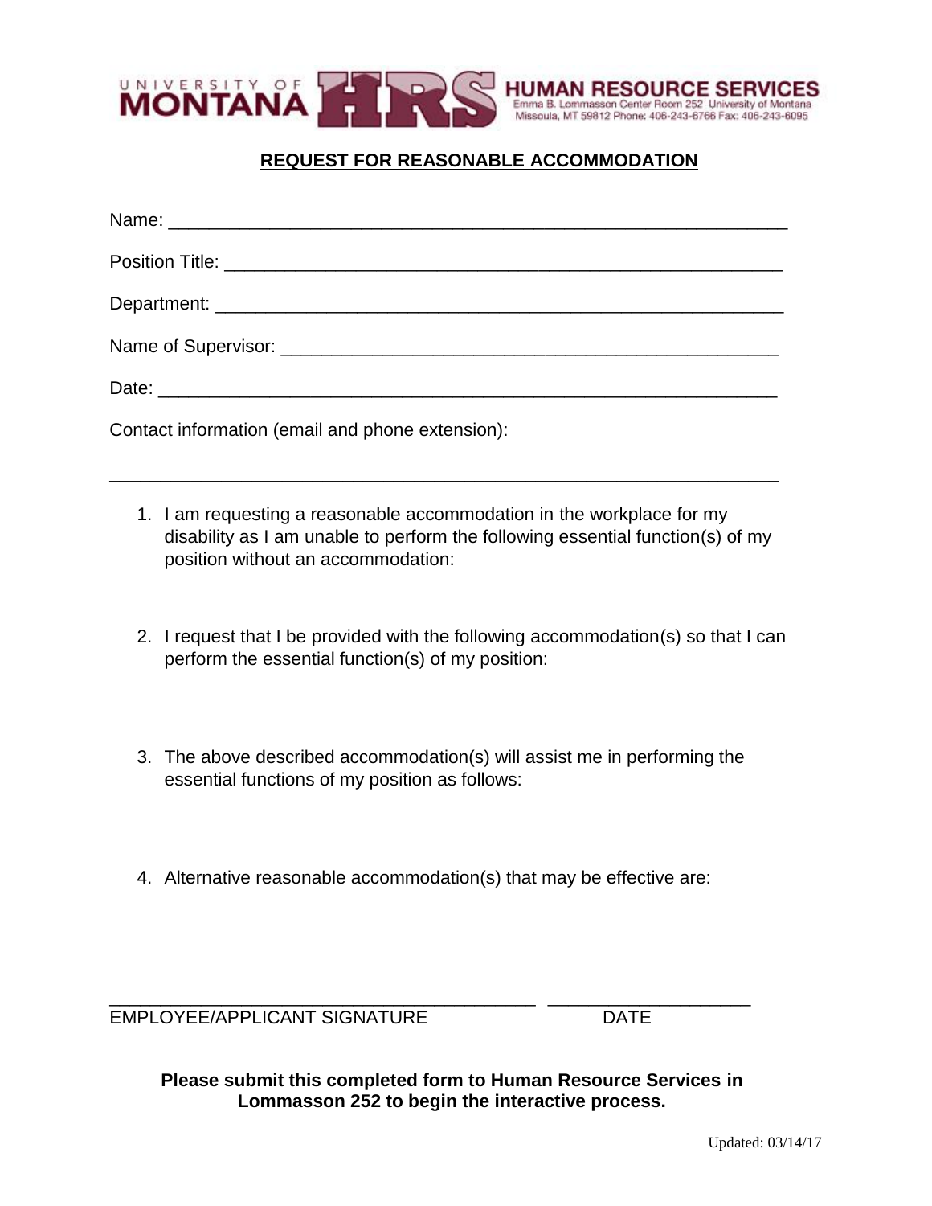UNIVERSITY OF MONTANA HRS **HUMAN RESOURCE SERVICES**
Emma B. Lommasson Center Room 252 University of Montana
Missoula, MT 59812 Phone: 406-243-6766 Fax: 406-243-6095

## REQUEST FOR REASONABLE ACCOMMODATION

Name: ____________________________________________________________

Position Title: _______________________________________________________

Department: ________________________________________________________

Name of Supervisor: _________________________________________________

Date: _____________________________________________________________

Contact information (email and phone extension):

_________________________________________________________________

1. I am requesting a reasonable accommodation in the workplace for my disability as I am unable to perform the following essential function(s) of my position without an accommodation:

2. I request that I be provided with the following accommodation(s) so that I can perform the essential function(s) of my position:

3. The above described accommodation(s) will assist me in performing the essential functions of my position as follows:

4. Alternative reasonable accommodation(s) that may be effective are:

________________________________________ ____________________
EMPLOYEE/APPLICANT SIGNATURE DATE

**Please submit this completed form to Human Resource Services in Lommasson 252 to begin the interactive process.**

Updated: 03/14/17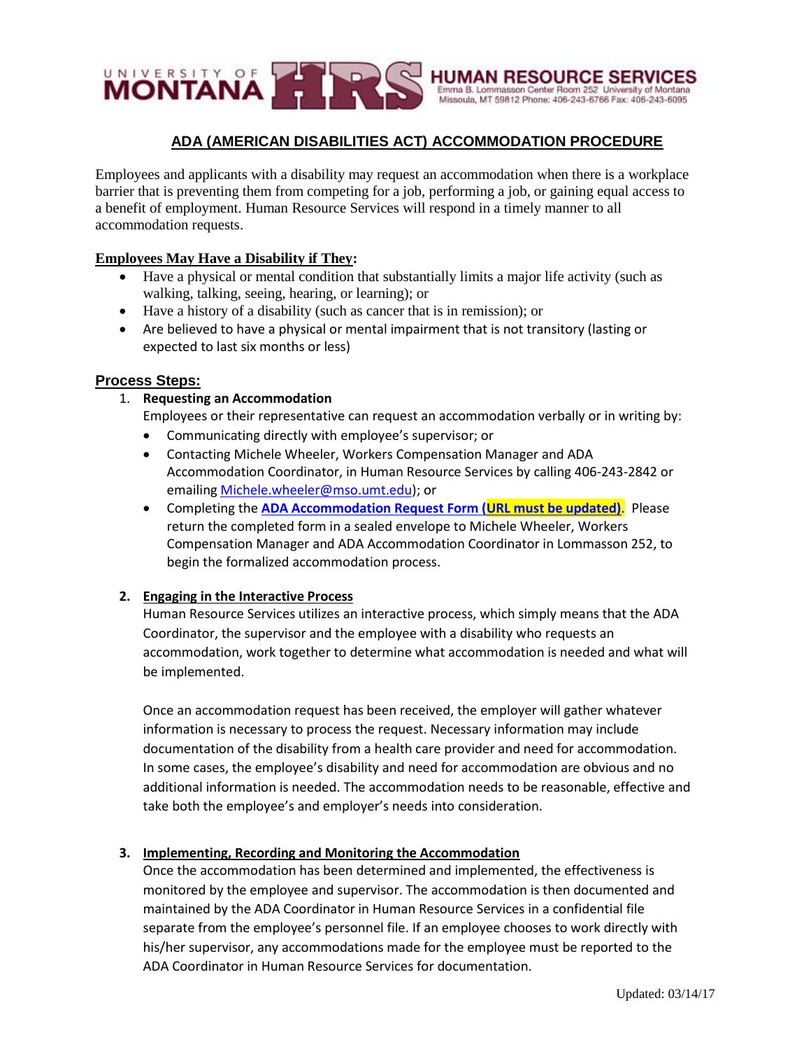UNIVERSITY OF MONTANA HRS HUMAN RESOURCE SERVICES Emma B. Lommasson Center Room 252 University of Montana Missoula, MT 59812 Phone: 406-243-6766 Fax: 406-243-6095

# ADA (AMERICAN DISABILITIES ACT) ACCOMMODATION PROCEDURE

Employees and applicants with a disability may request an accommodation when there is a workplace barrier that is preventing them from competing for a job, performing a job, or gaining equal access to a benefit of employment. Human Resource Services will respond in a timely manner to all accommodation requests.

**Employees May Have a Disability if They:**

- Have a physical or mental condition that substantially limits a major life activity (such as walking, talking, seeing, hearing, or learning); or
- Have a history of a disability (such as cancer that is in remission); or
- Are believed to have a physical or mental impairment that is not transitory (lasting or expected to last six months or less)

## Process Steps:

1. **Requesting an Accommodation**

   Employees or their representative can request an accommodation verbally or in writing by:

   - Communicating directly with employee's supervisor; or
   - Contacting Michele Wheeler, Workers Compensation Manager and ADA Accommodation Coordinator, in Human Resource Services by calling 406-243-2842 or emailing Michele.wheeler@mso.umt.edu); or
   - Completing the **ADA Accommodation Request Form (URL must be updated)**. Please return the completed form in a sealed envelope to Michele Wheeler, Workers Compensation Manager and ADA Accommodation Coordinator in Lommasson 252, to begin the formalized accommodation process.

2. **Engaging in the Interactive Process**

   Human Resource Services utilizes an interactive process, which simply means that the ADA Coordinator, the supervisor and the employee with a disability who requests an accommodation, work together to determine what accommodation is needed and what will be implemented.

   Once an accommodation request has been received, the employer will gather whatever information is necessary to process the request. Necessary information may include documentation of the disability from a health care provider and need for accommodation. In some cases, the employee's disability and need for accommodation are obvious and no additional information is needed. The accommodation needs to be reasonable, effective and take both the employee's and employer's needs into consideration.

3. **Implementing, Recording and Monitoring the Accommodation**

   Once the accommodation has been determined and implemented, the effectiveness is monitored by the employee and supervisor. The accommodation is then documented and maintained by the ADA Coordinator in Human Resource Services in a confidential file separate from the employee's personnel file. If an employee chooses to work directly with his/her supervisor, any accommodations made for the employee must be reported to the ADA Coordinator in Human Resource Services for documentation.

Updated: 03/14/17